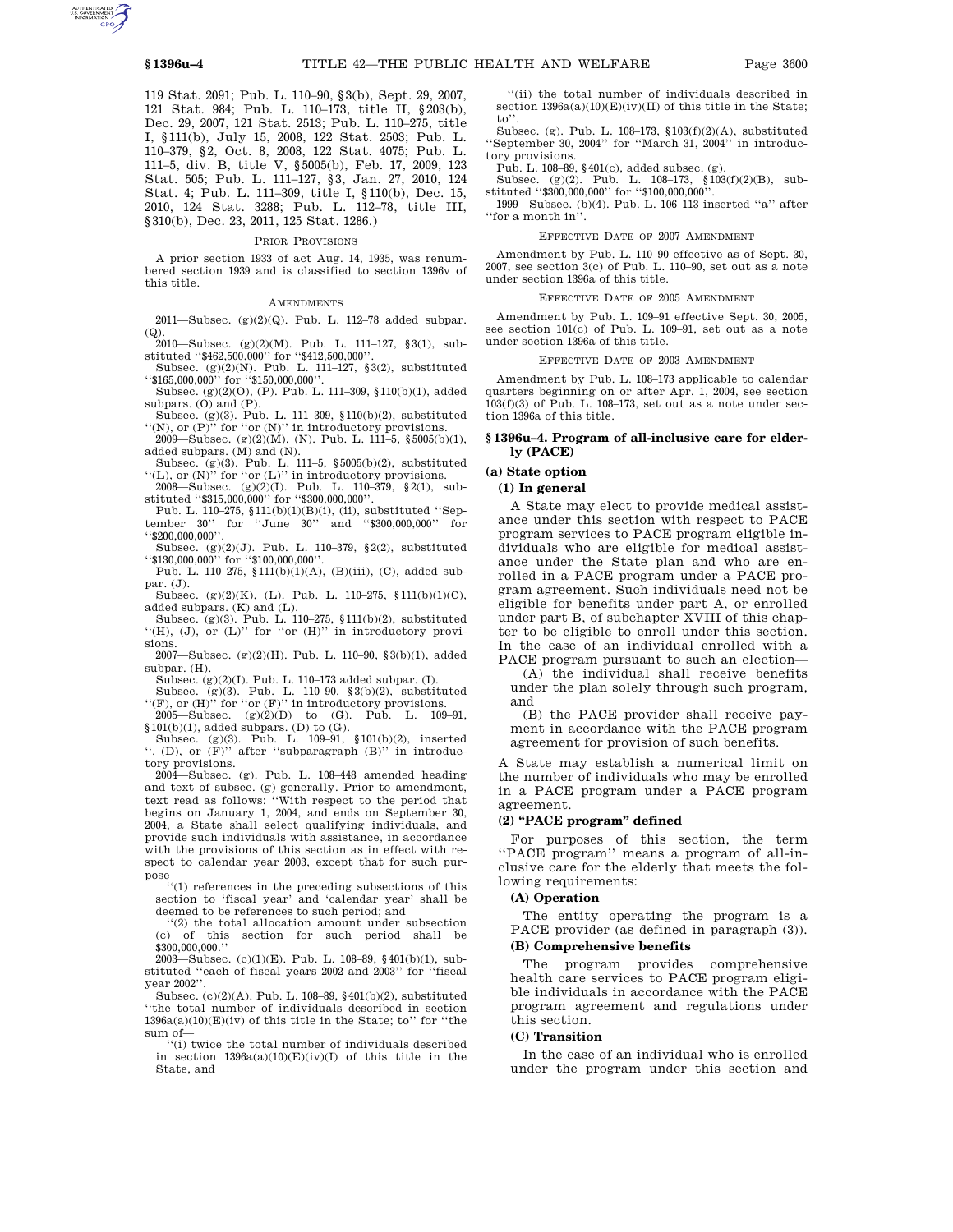119 Stat. 2091; Pub. L. 110–90, §3(b), Sept. 29, 2007, 121 Stat. 984; Pub. L. 110–173, title II, §203(b), Dec. 29, 2007, 121 Stat. 2513; Pub. L. 110–275, title I, §111(b), July 15, 2008, 122 Stat. 2503; Pub. L. 110–379, §2, Oct. 8, 2008, 122 Stat. 4075; Pub. L. 111–5, div. B, title V, §5005(b), Feb. 17, 2009, 123 Stat. 505; Pub. L. 111–127, §3, Jan. 27, 2010, 124 Stat. 4; Pub. L. 111–309, title I, §110(b), Dec. 15, 2010, 124 Stat. 3288; Pub. L. 112–78, title III, §310(b), Dec. 23, 2011, 125 Stat. 1286.)

PRIOR PROVISIONS

A prior section 1933 of act Aug. 14, 1935, was renumbered section 1939 and is classified to section 1396v of this title.

AMENDMENTS

2011—Subsec. (g)(2)(Q). Pub. L. 112–78 added subpar. (Q).

2010—Subsec. (g)(2)(M). Pub. L. 111–127, §3(1), substituted ''$462,500,000'' for ''$412,500,000''.

Subsec. (g)(2)(N). Pub. L. 111–127, §3(2), substituted ''$165,000,000'' for ''$150,000,000''.

Subsec. (g)(2)(O), (P). Pub. L. 111–309, §110(b)(1), added subpars. (O) and (P).

Subsec. (g)(3). Pub. L. 111–309, §110(b)(2), substituted ''(N), or (P)'' for ''or (N)'' in introductory provisions.

2009—Subsec. (g)(2)(M), (N). Pub. L. 111–5, §5005(b)(1), added subpars. (M) and (N).

Subsec. (g)(3). Pub. L. 111–5, §5005(b)(2), substituted ''(L), or (N)'' for ''or (L)'' in introductory provisions.

2008—Subsec. (g)(2)(I). Pub. L. 110–379, §2(1), substituted ''$315,000,000'' for ''$300,000,000''.

Pub. L. 110–275, §111(b)(1)(B)(i), (ii), substituted ''September 30'' for ''June 30'' and ''$300,000,000'' for ''$200,000,000''.

Subsec. (g)(2)(J). Pub. L. 110–379, §2(2), substituted ''$130,000,000'' for ''$100,000,000''.

Pub. L. 110–275, §111(b)(1)(A), (B)(iii), (C), added subpar. (J).

Subsec. (g)(2)(K), (L). Pub. L. 110–275, §111(b)(1)(C), added subpars. (K) and (L).

Subsec. (g)(3). Pub. L. 110–275, §111(b)(2), substituted ''(H), (J), or (L)'' for ''or (H)'' in introductory provisions.

2007—Subsec. (g)(2)(H). Pub. L. 110–90, §3(b)(1), added subpar. (H).

Subsec. (g)(2)(I). Pub. L. 110–173 added subpar. (I).

Subsec. (g)(3). Pub. L. 110–90, §3(b)(2), substituted ''(F), or (H)'' for ''or (F)'' in introductory provisions.

2005—Subsec. (g)(2)(D) to (G). Pub. L. 109–91, §101(b)(1), added subpars. (D) to (G).

Subsec. (g)(3). Pub. L. 109–91, §101(b)(2), inserted '', (D), or (F)'' after ''subparagraph (B)'' in introductory provisions.

2004—Subsec. (g). Pub. L. 108–448 amended heading and text of subsec. (g) generally. Prior to amendment, text read as follows: ''With respect to the period that begins on January 1, 2004, and ends on September 30, 2004, a State shall select qualifying individuals, and provide such individuals with assistance, in accordance with the provisions of this section as in effect with respect to calendar year 2003, except that for such purpose—

''(1) references in the preceding subsections of this section to 'fiscal year' and 'calendar year' shall be deemed to be references to such period; and

''(2) the total allocation amount under subsection (c) of this section for such period shall be $300,000,000.''

2003—Subsec. (c)(1)(E). Pub. L. 108–89, §401(b)(1), substituted ''each of fiscal years 2002 and 2003'' for ''fiscal year 2002''.

Subsec. (c)(2)(A). Pub. L. 108–89, §401(b)(2), substituted ''the total number of individuals described in section 1396a(a)(10)(E)(iv) of this title in the State; to'' for ''the sum of—

''(i) twice the total number of individuals described in section 1396a(a)(10)(E)(iv)(I) of this title in the State, and

''(ii) the total number of individuals described in section 1396a(a)(10)(E)(iv)(II) of this title in the State; to''.

Subsec. (g). Pub. L. 108–173, §103(f)(2)(A), substituted ''September 30, 2004'' for ''March 31, 2004'' in introductory provisions.

Pub. L. 108–89, §401(c), added subsec. (g).

Subsec. (g)(2). Pub. L. 108–173, §103(f)(2)(B), substituted ''$300,000,000'' for ''$100,000,000''.

1999—Subsec. (b)(4). Pub. L. 106–113 inserted ''a'' after ''for a month in''.

EFFECTIVE DATE OF 2007 AMENDMENT

Amendment by Pub. L. 110–90 effective as of Sept. 30, 2007, see section 3(c) of Pub. L. 110–90, set out as a note under section 1396a of this title.

EFFECTIVE DATE OF 2005 AMENDMENT

Amendment by Pub. L. 109–91 effective Sept. 30, 2005, see section 101(c) of Pub. L. 109–91, set out as a note under section 1396a of this title.

EFFECTIVE DATE OF 2003 AMENDMENT

Amendment by Pub. L. 108–173 applicable to calendar quarters beginning on or after Apr. 1, 2004, see section 103(f)(3) of Pub. L. 108–173, set out as a note under section 1396a of this title.

## §1396u–4. Program of all-inclusive care for elderly (PACE)

### (a) State option

#### (1) In general

A State may elect to provide medical assistance under this section with respect to PACE program services to PACE program eligible individuals who are eligible for medical assistance under the State plan and who are enrolled in a PACE program under a PACE program agreement. Such individuals need not be eligible for benefits under part A, or enrolled under part B, of subchapter XVIII of this chapter to be eligible to enroll under this section. In the case of an individual enrolled with a PACE program pursuant to such an election—

(A) the individual shall receive benefits under the plan solely through such program, and

(B) the PACE provider shall receive payment in accordance with the PACE program agreement for provision of such benefits.

A State may establish a numerical limit on the number of individuals who may be enrolled in a PACE program under a PACE program agreement.

#### (2) "PACE program" defined

For purposes of this section, the term ''PACE program'' means a program of all-inclusive care for the elderly that meets the following requirements:

**(A) Operation**

The entity operating the program is a PACE provider (as defined in paragraph (3)).

**(B) Comprehensive benefits**

The program provides comprehensive health care services to PACE program eligible individuals in accordance with the PACE program agreement and regulations under this section.

**(C) Transition**

In the case of an individual who is enrolled under the program under this section and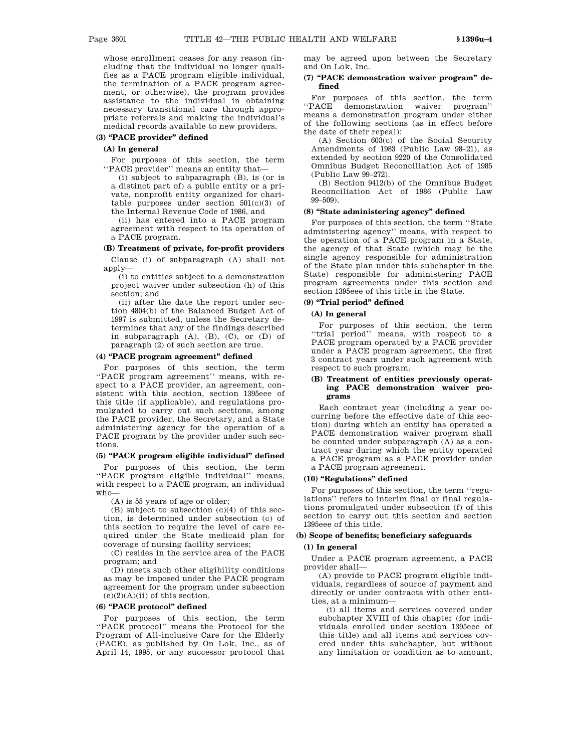whose enrollment ceases for any reason (including that the individual no longer qualifies as a PACE program eligible individual, the termination of a PACE program agreement, or otherwise), the program provides assistance to the individual in obtaining necessary transitional care through appropriate referrals and making the individual's medical records available to new providers.

#### (3) "PACE provider" defined

##### (A) In general

For purposes of this section, the term ''PACE provider'' means an entity that—

(i) subject to subparagraph (B), is (or is a distinct part of) a public entity or a private, nonprofit entity organized for charitable purposes under section 501(c)(3) of the Internal Revenue Code of 1986, and

(ii) has entered into a PACE program agreement with respect to its operation of a PACE program.

##### (B) Treatment of private, for-profit providers

Clause (i) of subparagraph (A) shall not apply—

(i) to entities subject to a demonstration project waiver under subsection (h) of this section; and

(ii) after the date the report under section 4804(b) of the Balanced Budget Act of 1997 is submitted, unless the Secretary determines that any of the findings described in subparagraph (A), (B), (C), or (D) of paragraph (2) of such section are true.

#### (4) "PACE program agreement" defined

For purposes of this section, the term ''PACE program agreement'' means, with respect to a PACE provider, an agreement, consistent with this section, section 1395eee of this title (if applicable), and regulations promulgated to carry out such sections, among the PACE provider, the Secretary, and a State administering agency for the operation of a PACE program by the provider under such sections.

#### (5) "PACE program eligible individual" defined

For purposes of this section, the term ''PACE program eligible individual'' means, with respect to a PACE program, an individual who—

(A) is 55 years of age or older;

(B) subject to subsection (c)(4) of this section, is determined under subsection (c) of this section to require the level of care required under the State medicaid plan for coverage of nursing facility services;

(C) resides in the service area of the PACE program; and

(D) meets such other eligibility conditions as may be imposed under the PACE program agreement for the program under subsection (e)(2)(A)(ii) of this section.

#### (6) "PACE protocol" defined

For purposes of this section, the term ''PACE protocol'' means the Protocol for the Program of All-inclusive Care for the Elderly (PACE), as published by On Lok, Inc., as of April 14, 1995, or any successor protocol that may be agreed upon between the Secretary and On Lok, Inc.

#### (7) "PACE demonstration waiver program" defined

For purposes of this section, the term ''PACE demonstration waiver program'' means a demonstration program under either of the following sections (as in effect before the date of their repeal):

(A) Section 603(c) of the Social Security Amendments of 1983 (Public Law 98–21), as extended by section 9220 of the Consolidated Omnibus Budget Reconciliation Act of 1985 (Public Law 99–272).

(B) Section 9412(b) of the Omnibus Budget Reconciliation Act of 1986 (Public Law 99–509).

#### (8) "State administering agency" defined

For purposes of this section, the term ''State administering agency'' means, with respect to the operation of a PACE program in a State, the agency of that State (which may be the single agency responsible for administration of the State plan under this subchapter in the State) responsible for administering PACE program agreements under this section and section 1395eee of this title in the State.

#### (9) "Trial period" defined

##### (A) In general

For purposes of this section, the term ''trial period'' means, with respect to a PACE program operated by a PACE provider under a PACE program agreement, the first 3 contract years under such agreement with respect to such program.

##### (B) Treatment of entities previously operating PACE demonstration waiver programs

Each contract year (including a year occurring before the effective date of this section) during which an entity has operated a PACE demonstration waiver program shall be counted under subparagraph (A) as a contract year during which the entity operated a PACE program as a PACE provider under a PACE program agreement.

#### (10) "Regulations" defined

For purposes of this section, the term ''regulations'' refers to interim final or final regulations promulgated under subsection (f) of this section to carry out this section and section 1395eee of this title.

### (b) Scope of benefits; beneficiary safeguards

#### (1) In general

Under a PACE program agreement, a PACE provider shall—

(A) provide to PACE program eligible individuals, regardless of source of payment and directly or under contracts with other entities, at a minimum—

(i) all items and services covered under subchapter XVIII of this chapter (for individuals enrolled under section 1395eee of this title) and all items and services covered under this subchapter, but without any limitation or condition as to amount,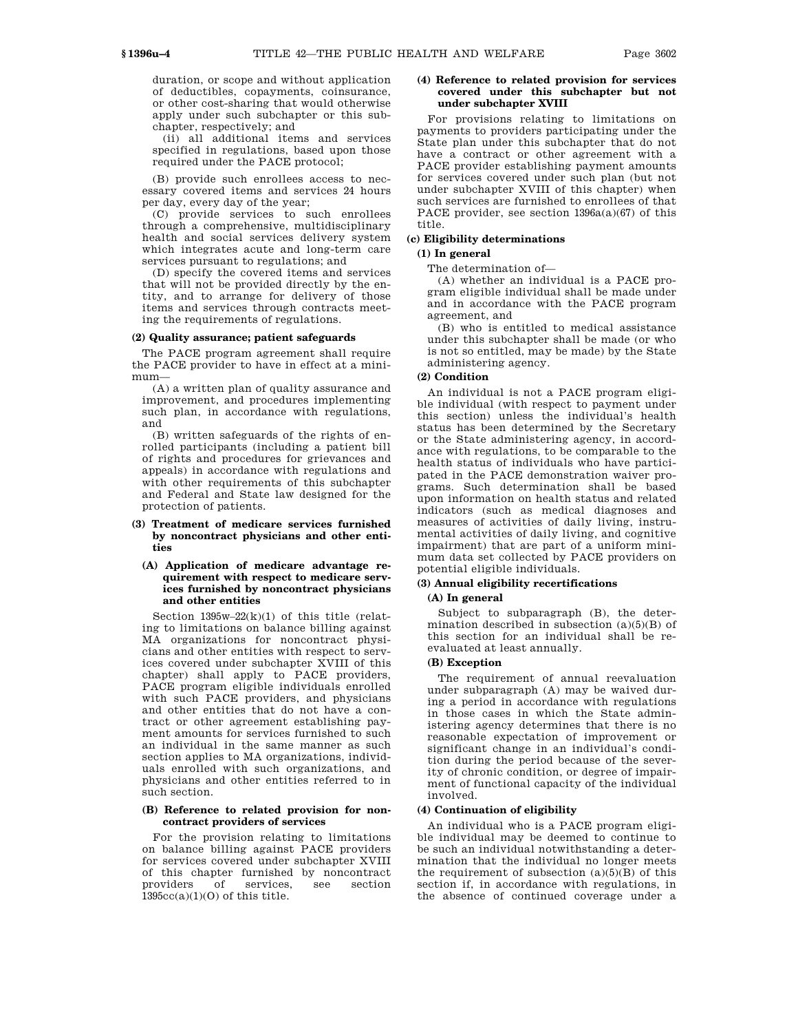duration, or scope and without application of deductibles, copayments, coinsurance, or other cost-sharing that would otherwise apply under such subchapter or this subchapter, respectively; and

(ii) all additional items and services specified in regulations, based upon those required under the PACE protocol;

(B) provide such enrollees access to necessary covered items and services 24 hours per day, every day of the year;

(C) provide services to such enrollees through a comprehensive, multidisciplinary health and social services delivery system which integrates acute and long-term care services pursuant to regulations; and

(D) specify the covered items and services that will not be provided directly by the entity, and to arrange for delivery of those items and services through contracts meeting the requirements of regulations.

**(2) Quality assurance; patient safeguards**

The PACE program agreement shall require the PACE provider to have in effect at a minimum—

(A) a written plan of quality assurance and improvement, and procedures implementing such plan, in accordance with regulations, and

(B) written safeguards of the rights of enrolled participants (including a patient bill of rights and procedures for grievances and appeals) in accordance with regulations and with other requirements of this subchapter and Federal and State law designed for the protection of patients.

**(3) Treatment of medicare services furnished by noncontract physicians and other entities**

**(A) Application of medicare advantage requirement with respect to medicare services furnished by noncontract physicians and other entities**

Section 1395w–22(k)(1) of this title (relating to limitations on balance billing against MA organizations for noncontract physicians and other entities with respect to services covered under subchapter XVIII of this chapter) shall apply to PACE providers, PACE program eligible individuals enrolled with such PACE providers, and physicians and other entities that do not have a contract or other agreement establishing payment amounts for services furnished to such an individual in the same manner as such section applies to MA organizations, individuals enrolled with such organizations, and physicians and other entities referred to in such section.

**(B) Reference to related provision for noncontract providers of services**

For the provision relating to limitations on balance billing against PACE providers for services covered under subchapter XVIII of this chapter furnished by noncontract providers of services, see section 1395cc(a)(1)(O) of this title.

**(4) Reference to related provision for services covered under this subchapter but not under subchapter XVIII**

For provisions relating to limitations on payments to providers participating under the State plan under this subchapter that do not have a contract or other agreement with a PACE provider establishing payment amounts for services covered under such plan (but not under subchapter XVIII of this chapter) when such services are furnished to enrollees of that PACE provider, see section 1396a(a)(67) of this title.

**(c) Eligibility determinations**

**(1) In general**

The determination of—

(A) whether an individual is a PACE program eligible individual shall be made under and in accordance with the PACE program agreement, and

(B) who is entitled to medical assistance under this subchapter shall be made (or who is not so entitled, may be made) by the State administering agency.

**(2) Condition**

An individual is not a PACE program eligible individual (with respect to payment under this section) unless the individual's health status has been determined by the Secretary or the State administering agency, in accordance with regulations, to be comparable to the health status of individuals who have participated in the PACE demonstration waiver programs. Such determination shall be based upon information on health status and related indicators (such as medical diagnoses and measures of activities of daily living, instrumental activities of daily living, and cognitive impairment) that are part of a uniform minimum data set collected by PACE providers on potential eligible individuals.

**(3) Annual eligibility recertifications**

**(A) In general**

Subject to subparagraph (B), the determination described in subsection (a)(5)(B) of this section for an individual shall be reevaluated at least annually.

**(B) Exception**

The requirement of annual reevaluation under subparagraph (A) may be waived during a period in accordance with regulations in those cases in which the State administering agency determines that there is no reasonable expectation of improvement or significant change in an individual's condition during the period because of the severity of chronic condition, or degree of impairment of functional capacity of the individual involved.

**(4) Continuation of eligibility**

An individual who is a PACE program eligible individual may be deemed to continue to be such an individual notwithstanding a determination that the individual no longer meets the requirement of subsection (a)(5)(B) of this section if, in accordance with regulations, in the absence of continued coverage under a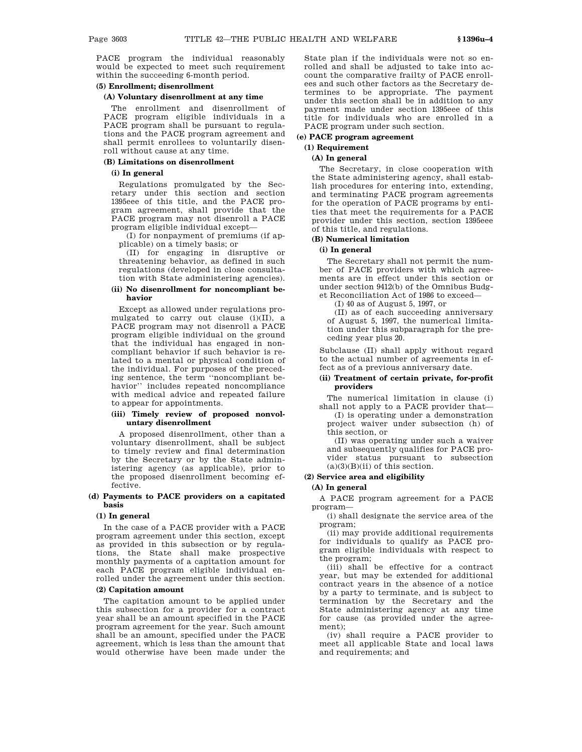PACE program the individual reasonably would be expected to meet such requirement within the succeeding 6-month period.

#### (5) Enrollment; disenrollment

##### (A) Voluntary disenrollment at any time

The enrollment and disenrollment of PACE program eligible individuals in a PACE program shall be pursuant to regulations and the PACE program agreement and shall permit enrollees to voluntarily disenroll without cause at any time.

##### (B) Limitations on disenrollment

###### (i) In general

Regulations promulgated by the Secretary under this section and section 1395eee of this title, and the PACE program agreement, shall provide that the PACE program may not disenroll a PACE program eligible individual except—

(I) for nonpayment of premiums (if applicable) on a timely basis; or

(II) for engaging in disruptive or threatening behavior, as defined in such regulations (developed in close consultation with State administering agencies).

###### (ii) No disenrollment for noncompliant behavior

Except as allowed under regulations promulgated to carry out clause (i)(II), a PACE program may not disenroll a PACE program eligible individual on the ground that the individual has engaged in noncompliant behavior if such behavior is related to a mental or physical condition of the individual. For purposes of the preceding sentence, the term ''noncompliant behavior'' includes repeated noncompliance with medical advice and repeated failure to appear for appointments.

###### (iii) Timely review of proposed nonvoluntary disenrollment

A proposed disenrollment, other than a voluntary disenrollment, shall be subject to timely review and final determination by the Secretary or by the State administering agency (as applicable), prior to the proposed disenrollment becoming effective.

### (d) Payments to PACE providers on a capitated basis

#### (1) In general

In the case of a PACE provider with a PACE program agreement under this section, except as provided in this subsection or by regulations, the State shall make prospective monthly payments of a capitation amount for each PACE program eligible individual enrolled under the agreement under this section.

#### (2) Capitation amount

The capitation amount to be applied under this subsection for a provider for a contract year shall be an amount specified in the PACE program agreement for the year. Such amount shall be an amount, specified under the PACE agreement, which is less than the amount that would otherwise have been made under the State plan if the individuals were not so enrolled and shall be adjusted to take into account the comparative frailty of PACE enrollees and such other factors as the Secretary determines to be appropriate. The payment under this section shall be in addition to any payment made under section 1395eee of this title for individuals who are enrolled in a PACE program under such section.

### (e) PACE program agreement

#### (1) Requirement

##### (A) In general

The Secretary, in close cooperation with the State administering agency, shall establish procedures for entering into, extending, and terminating PACE program agreements for the operation of PACE programs by entities that meet the requirements for a PACE provider under this section, section 1395eee of this title, and regulations.

##### (B) Numerical limitation

###### (i) In general

The Secretary shall not permit the number of PACE providers with which agreements are in effect under this section or under section 9412(b) of the Omnibus Budget Reconciliation Act of 1986 to exceed—

(I) 40 as of August 5, 1997, or

(II) as of each succeeding anniversary of August 5, 1997, the numerical limitation under this subparagraph for the preceding year plus 20.

Subclause (II) shall apply without regard to the actual number of agreements in effect as of a previous anniversary date.

###### (ii) Treatment of certain private, for-profit providers

The numerical limitation in clause (i) shall not apply to a PACE provider that—

(I) is operating under a demonstration project waiver under subsection (h) of this section, or

(II) was operating under such a waiver and subsequently qualifies for PACE provider status pursuant to subsection (a)(3)(B)(ii) of this section.

#### (2) Service area and eligibility

##### (A) In general

A PACE program agreement for a PACE program—

(i) shall designate the service area of the program;

(ii) may provide additional requirements for individuals to qualify as PACE program eligible individuals with respect to the program;

(iii) shall be effective for a contract year, but may be extended for additional contract years in the absence of a notice by a party to terminate, and is subject to termination by the Secretary and the State administering agency at any time for cause (as provided under the agreement);

(iv) shall require a PACE provider to meet all applicable State and local laws and requirements; and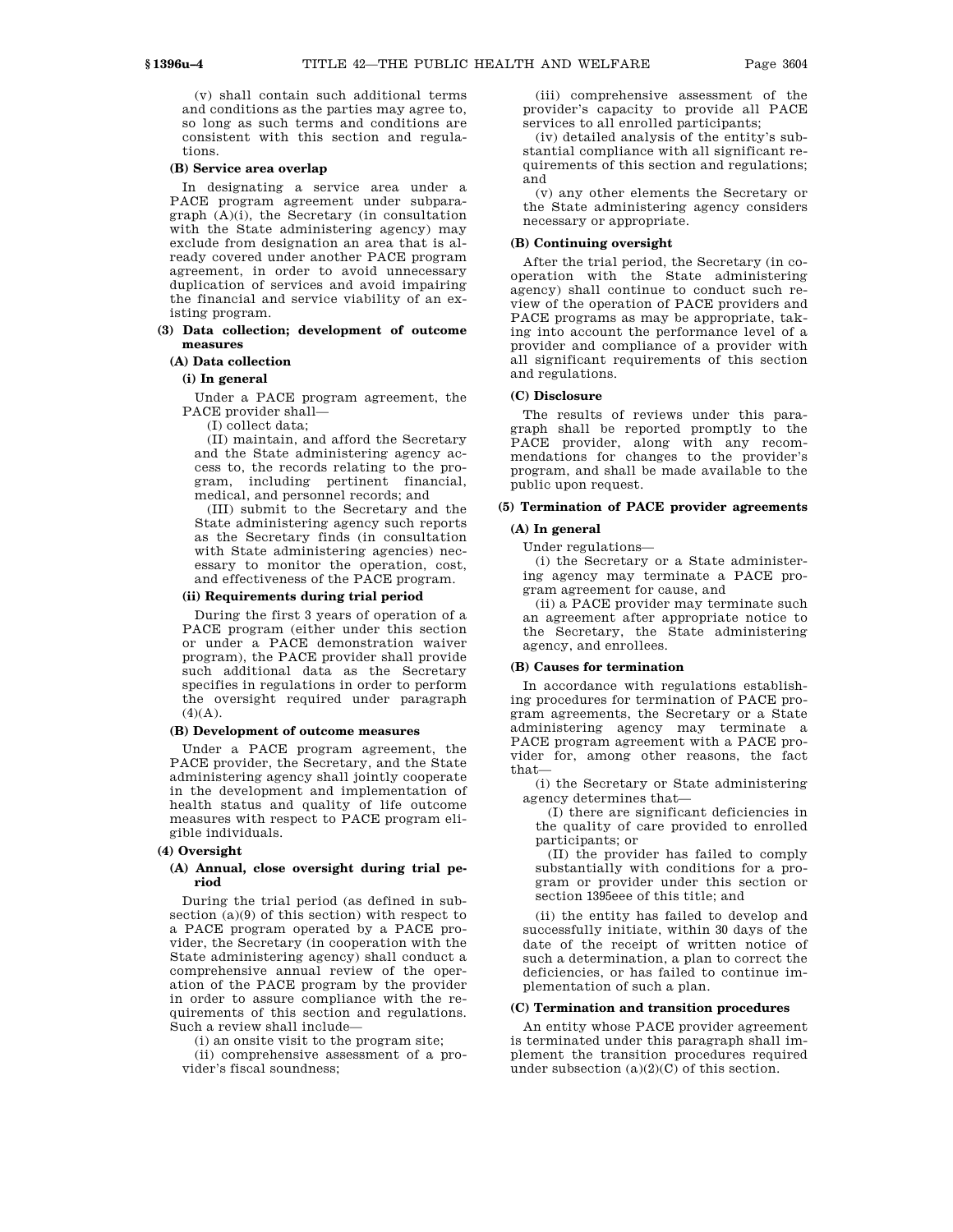(v) shall contain such additional terms and conditions as the parties may agree to, so long as such terms and conditions are consistent with this section and regulations.

**(B) Service area overlap**

In designating a service area under a PACE program agreement under subparagraph (A)(i), the Secretary (in consultation with the State administering agency) may exclude from designation an area that is already covered under another PACE program agreement, in order to avoid unnecessary duplication of services and avoid impairing the financial and service viability of an existing program.

**(3) Data collection; development of outcome measures**

**(A) Data collection**

**(i) In general**

Under a PACE program agreement, the PACE provider shall—

(I) collect data;

(II) maintain, and afford the Secretary and the State administering agency access to, the records relating to the program, including pertinent financial, medical, and personnel records; and

(III) submit to the Secretary and the State administering agency such reports as the Secretary finds (in consultation with State administering agencies) necessary to monitor the operation, cost, and effectiveness of the PACE program.

**(ii) Requirements during trial period**

During the first 3 years of operation of a PACE program (either under this section or under a PACE demonstration waiver program), the PACE provider shall provide such additional data as the Secretary specifies in regulations in order to perform the oversight required under paragraph (4)(A).

**(B) Development of outcome measures**

Under a PACE program agreement, the PACE provider, the Secretary, and the State administering agency shall jointly cooperate in the development and implementation of health status and quality of life outcome measures with respect to PACE program eligible individuals.

**(4) Oversight**

**(A) Annual, close oversight during trial period**

During the trial period (as defined in subsection (a)(9) of this section) with respect to a PACE program operated by a PACE provider, the Secretary (in cooperation with the State administering agency) shall conduct a comprehensive annual review of the operation of the PACE program by the provider in order to assure compliance with the requirements of this section and regulations. Such a review shall include—

(i) an onsite visit to the program site;

(ii) comprehensive assessment of a provider's fiscal soundness;

(iii) comprehensive assessment of the provider's capacity to provide all PACE services to all enrolled participants;

(iv) detailed analysis of the entity's substantial compliance with all significant requirements of this section and regulations; and

(v) any other elements the Secretary or the State administering agency considers necessary or appropriate.

**(B) Continuing oversight**

After the trial period, the Secretary (in cooperation with the State administering agency) shall continue to conduct such review of the operation of PACE providers and PACE programs as may be appropriate, taking into account the performance level of a provider and compliance of a provider with all significant requirements of this section and regulations.

**(C) Disclosure**

The results of reviews under this paragraph shall be reported promptly to the PACE provider, along with any recommendations for changes to the provider's program, and shall be made available to the public upon request.

**(5) Termination of PACE provider agreements**

**(A) In general**

Under regulations—

(i) the Secretary or a State administering agency may terminate a PACE program agreement for cause, and

(ii) a PACE provider may terminate such an agreement after appropriate notice to the Secretary, the State administering agency, and enrollees.

**(B) Causes for termination**

In accordance with regulations establishing procedures for termination of PACE program agreements, the Secretary or a State administering agency may terminate a PACE program agreement with a PACE provider for, among other reasons, the fact that—

(i) the Secretary or State administering agency determines that—

(I) there are significant deficiencies in the quality of care provided to enrolled participants; or

(II) the provider has failed to comply substantially with conditions for a program or provider under this section or section 1395eee of this title; and

(ii) the entity has failed to develop and successfully initiate, within 30 days of the date of the receipt of written notice of such a determination, a plan to correct the deficiencies, or has failed to continue implementation of such a plan.

**(C) Termination and transition procedures**

An entity whose PACE provider agreement is terminated under this paragraph shall implement the transition procedures required under subsection (a)(2)(C) of this section.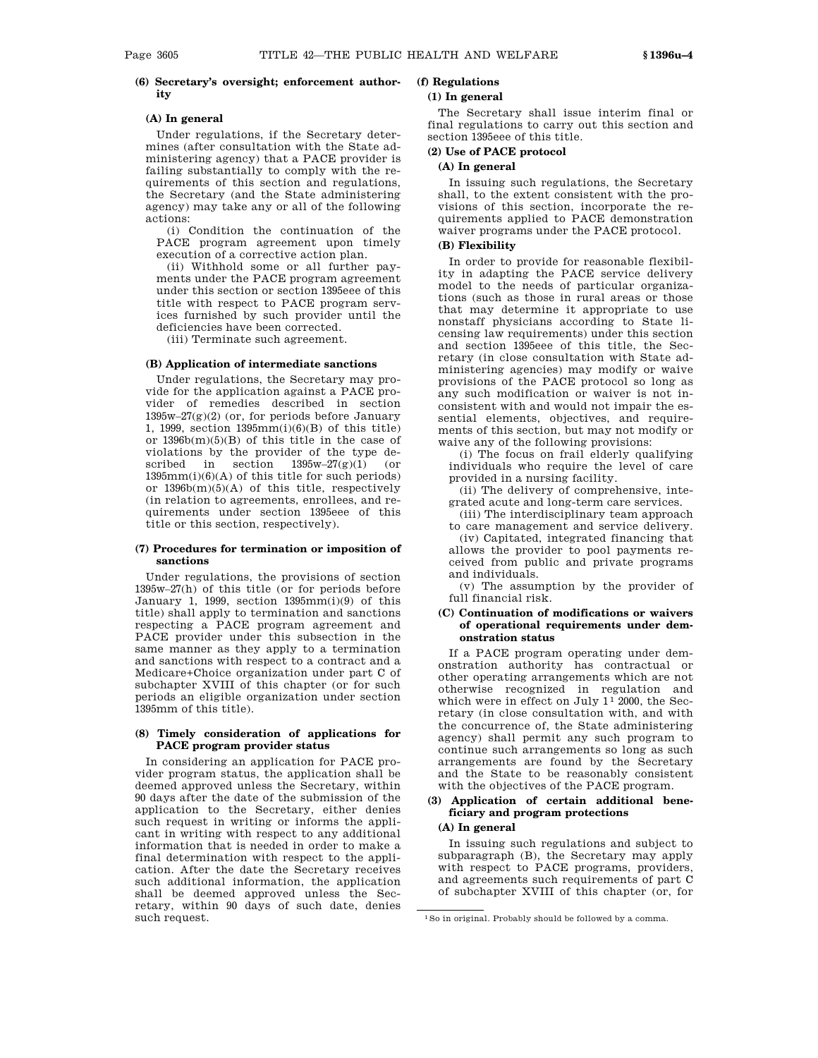**(6) Secretary's oversight; enforcement authority**

**(A) In general**

Under regulations, if the Secretary determines (after consultation with the State administering agency) that a PACE provider is failing substantially to comply with the requirements of this section and regulations, the Secretary (and the State administering agency) may take any or all of the following actions:

(i) Condition the continuation of the PACE program agreement upon timely execution of a corrective action plan.

(ii) Withhold some or all further payments under the PACE program agreement under this section or section 1395eee of this title with respect to PACE program services furnished by such provider until the deficiencies have been corrected.

(iii) Terminate such agreement.

**(B) Application of intermediate sanctions**

Under regulations, the Secretary may provide for the application against a PACE provider of remedies described in section 1395w–27(g)(2) (or, for periods before January 1, 1999, section 1395mm(i)(6)(B) of this title) or 1396b(m)(5)(B) of this title in the case of violations by the provider of the type described in section 1395w–27(g)(1) (or 1395mm(i)(6)(A) of this title for such periods) or 1396b(m)(5)(A) of this title, respectively (in relation to agreements, enrollees, and requirements under section 1395eee of this title or this section, respectively).

**(7) Procedures for termination or imposition of sanctions**

Under regulations, the provisions of section 1395w–27(h) of this title (or for periods before January 1, 1999, section 1395mm(i)(9) of this title) shall apply to termination and sanctions respecting a PACE program agreement and PACE provider under this subsection in the same manner as they apply to a termination and sanctions with respect to a contract and a Medicare+Choice organization under part C of subchapter XVIII of this chapter (or for such periods an eligible organization under section 1395mm of this title).

**(8) Timely consideration of applications for PACE program provider status**

In considering an application for PACE provider program status, the application shall be deemed approved unless the Secretary, within 90 days after the date of the submission of the application to the Secretary, either denies such request in writing or informs the applicant in writing with respect to any additional information that is needed in order to make a final determination with respect to the application. After the date the Secretary receives such additional information, the application shall be deemed approved unless the Secretary, within 90 days of such date, denies such request.

**(f) Regulations**

**(1) In general**

The Secretary shall issue interim final or final regulations to carry out this section and section 1395eee of this title.

**(2) Use of PACE protocol**

**(A) In general**

In issuing such regulations, the Secretary shall, to the extent consistent with the provisions of this section, incorporate the requirements applied to PACE demonstration waiver programs under the PACE protocol.

**(B) Flexibility**

In order to provide for reasonable flexibility in adapting the PACE service delivery model to the needs of particular organizations (such as those in rural areas or those that may determine it appropriate to use nonstaff physicians according to State licensing law requirements) under this section and section 1395eee of this title, the Secretary (in close consultation with State administering agencies) may modify or waive provisions of the PACE protocol so long as any such modification or waiver is not inconsistent with and would not impair the essential elements, objectives, and requirements of this section, but may not modify or waive any of the following provisions:

(i) The focus on frail elderly qualifying individuals who require the level of care provided in a nursing facility.

(ii) The delivery of comprehensive, integrated acute and long-term care services.

(iii) The interdisciplinary team approach to care management and service delivery.

(iv) Capitated, integrated financing that allows the provider to pool payments received from public and private programs and individuals.

(v) The assumption by the provider of full financial risk.

**(C) Continuation of modifications or waivers of operational requirements under demonstration status**

If a PACE program operating under demonstration authority has contractual or other operating arrangements which are not otherwise recognized in regulation and which were in effect on July 1[1] 2000, the Secretary (in close consultation with, and with the concurrence of, the State administering agency) shall permit any such program to continue such arrangements so long as such arrangements are found by the Secretary and the State to be reasonably consistent with the objectives of the PACE program.

**(3) Application of certain additional beneficiary and program protections**

**(A) In general**

In issuing such regulations and subject to subparagraph (B), the Secretary may apply with respect to PACE programs, providers, and agreements such requirements of part C of subchapter XVIII of this chapter (or, for

[1] So in original. Probably should be followed by a comma.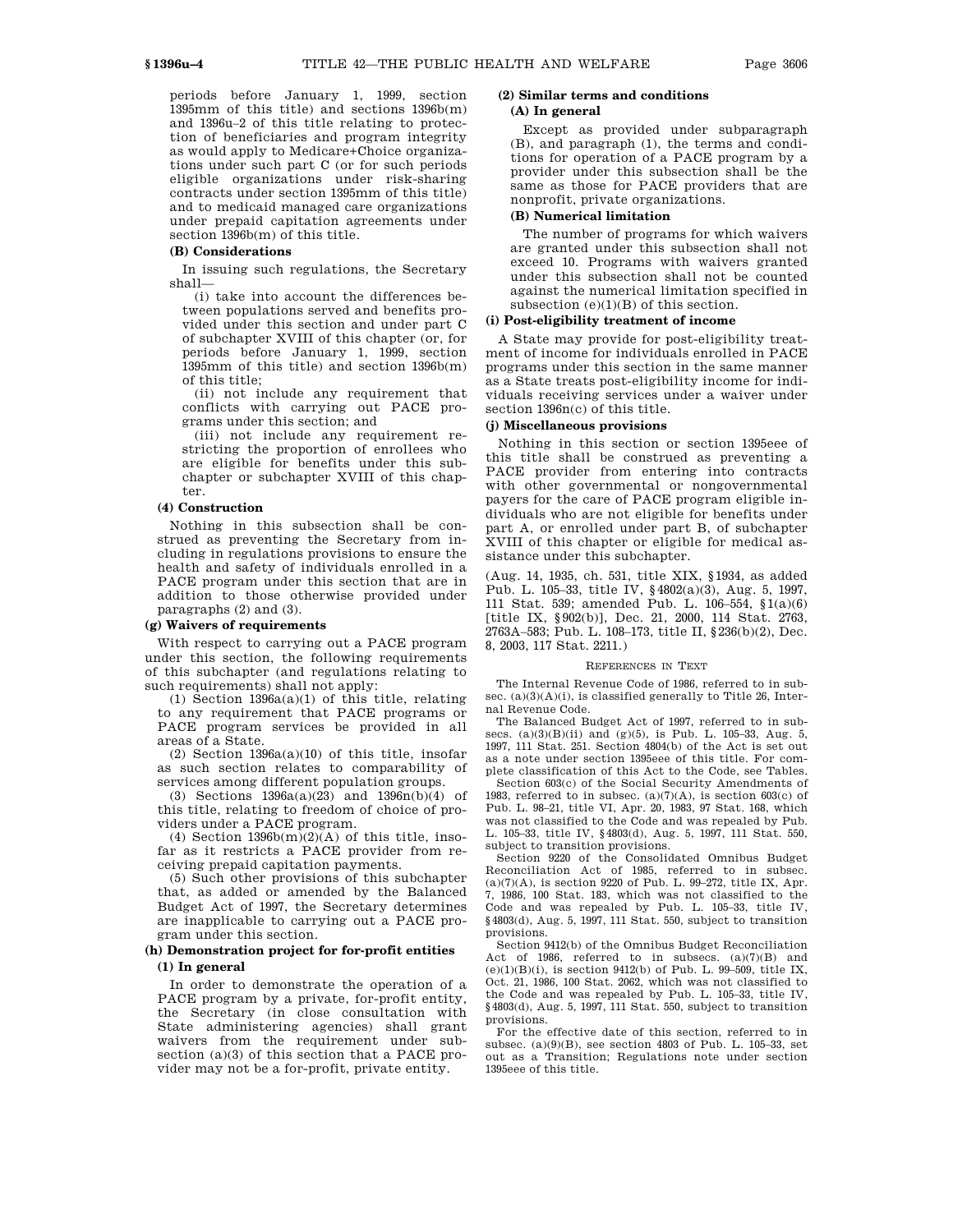periods before January 1, 1999, section 1395mm of this title) and sections 1396b(m) and 1396u–2 of this title relating to protection of beneficiaries and program integrity as would apply to Medicare+Choice organizations under such part C (or for such periods eligible organizations under risk-sharing contracts under section 1395mm of this title) and to medicaid managed care organizations under prepaid capitation agreements under section 1396b(m) of this title.

**(B) Considerations**

In issuing such regulations, the Secretary shall—

(i) take into account the differences between populations served and benefits provided under this section and under part C of subchapter XVIII of this chapter (or, for periods before January 1, 1999, section 1395mm of this title) and section 1396b(m) of this title;

(ii) not include any requirement that conflicts with carrying out PACE programs under this section; and

(iii) not include any requirement restricting the proportion of enrollees who are eligible for benefits under this subchapter or subchapter XVIII of this chapter.

**(4) Construction**

Nothing in this subsection shall be construed as preventing the Secretary from including in regulations provisions to ensure the health and safety of individuals enrolled in a PACE program under this section that are in addition to those otherwise provided under paragraphs (2) and (3).

**(g) Waivers of requirements**

With respect to carrying out a PACE program under this section, the following requirements of this subchapter (and regulations relating to such requirements) shall not apply:

(1) Section 1396a(a)(1) of this title, relating to any requirement that PACE programs or PACE program services be provided in all areas of a State.

(2) Section 1396a(a)(10) of this title, insofar as such section relates to comparability of services among different population groups.

(3) Sections 1396a(a)(23) and 1396n(b)(4) of this title, relating to freedom of choice of providers under a PACE program.

(4) Section 1396b(m)(2)(A) of this title, insofar as it restricts a PACE provider from receiving prepaid capitation payments.

(5) Such other provisions of this subchapter that, as added or amended by the Balanced Budget Act of 1997, the Secretary determines are inapplicable to carrying out a PACE program under this section.

**(h) Demonstration project for for-profit entities**

**(1) In general**

In order to demonstrate the operation of a PACE program by a private, for-profit entity, the Secretary (in close consultation with State administering agencies) shall grant waivers from the requirement under subsection (a)(3) of this section that a PACE provider may not be a for-profit, private entity.

**(2) Similar terms and conditions**

**(A) In general**

Except as provided under subparagraph (B), and paragraph (1), the terms and conditions for operation of a PACE program by a provider under this subsection shall be the same as those for PACE providers that are nonprofit, private organizations.

**(B) Numerical limitation**

The number of programs for which waivers are granted under this subsection shall not exceed 10. Programs with waivers granted under this subsection shall not be counted against the numerical limitation specified in subsection (e)(1)(B) of this section.

**(i) Post-eligibility treatment of income**

A State may provide for post-eligibility treatment of income for individuals enrolled in PACE programs under this section in the same manner as a State treats post-eligibility income for individuals receiving services under a waiver under section 1396n(c) of this title.

**(j) Miscellaneous provisions**

Nothing in this section or section 1395eee of this title shall be construed as preventing a PACE provider from entering into contracts with other governmental or nongovernmental payers for the care of PACE program eligible individuals who are not eligible for benefits under part A, or enrolled under part B, of subchapter XVIII of this chapter or eligible for medical assistance under this subchapter.

(Aug. 14, 1935, ch. 531, title XIX, §1934, as added Pub. L. 105–33, title IV, §4802(a)(3), Aug. 5, 1997, 111 Stat. 539; amended Pub. L. 106–554, §1(a)(6) [title IX, §902(b)], Dec. 21, 2000, 114 Stat. 2763, 2763A–583; Pub. L. 108–173, title II, §236(b)(2), Dec. 8, 2003, 117 Stat. 2211.)

REFERENCES IN TEXT

The Internal Revenue Code of 1986, referred to in subsec. (a)(3)(A)(i), is classified generally to Title 26, Internal Revenue Code.

The Balanced Budget Act of 1997, referred to in subsecs. (a)(3)(B)(ii) and (g)(5), is Pub. L. 105–33, Aug. 5, 1997, 111 Stat. 251. Section 4804(b) of the Act is set out as a note under section 1395eee of this title. For complete classification of this Act to the Code, see Tables.

Section 603(c) of the Social Security Amendments of 1983, referred to in subsec. (a)(7)(A), is section 603(c) of Pub. L. 98–21, title VI, Apr. 20, 1983, 97 Stat. 168, which was not classified to the Code and was repealed by Pub. L. 105–33, title IV, §4803(d), Aug. 5, 1997, 111 Stat. 550, subject to transition provisions.

Section 9220 of the Consolidated Omnibus Budget Reconciliation Act of 1985, referred to in subsec. (a)(7)(A), is section 9220 of Pub. L. 99–272, title IX, Apr. 7, 1986, 100 Stat. 183, which was not classified to the Code and was repealed by Pub. L. 105–33, title IV, §4803(d), Aug. 5, 1997, 111 Stat. 550, subject to transition provisions.

Section 9412(b) of the Omnibus Budget Reconciliation Act of 1986, referred to in subsecs. (a)(7)(B) and (e)(1)(B)(i), is section 9412(b) of Pub. L. 99–509, title IX, Oct. 21, 1986, 100 Stat. 2062, which was not classified to the Code and was repealed by Pub. L. 105–33, title IV, §4803(d), Aug. 5, 1997, 111 Stat. 550, subject to transition provisions.

For the effective date of this section, referred to in subsec. (a)(9)(B), see section 4803 of Pub. L. 105–33, set out as a Transition; Regulations note under section 1395eee of this title.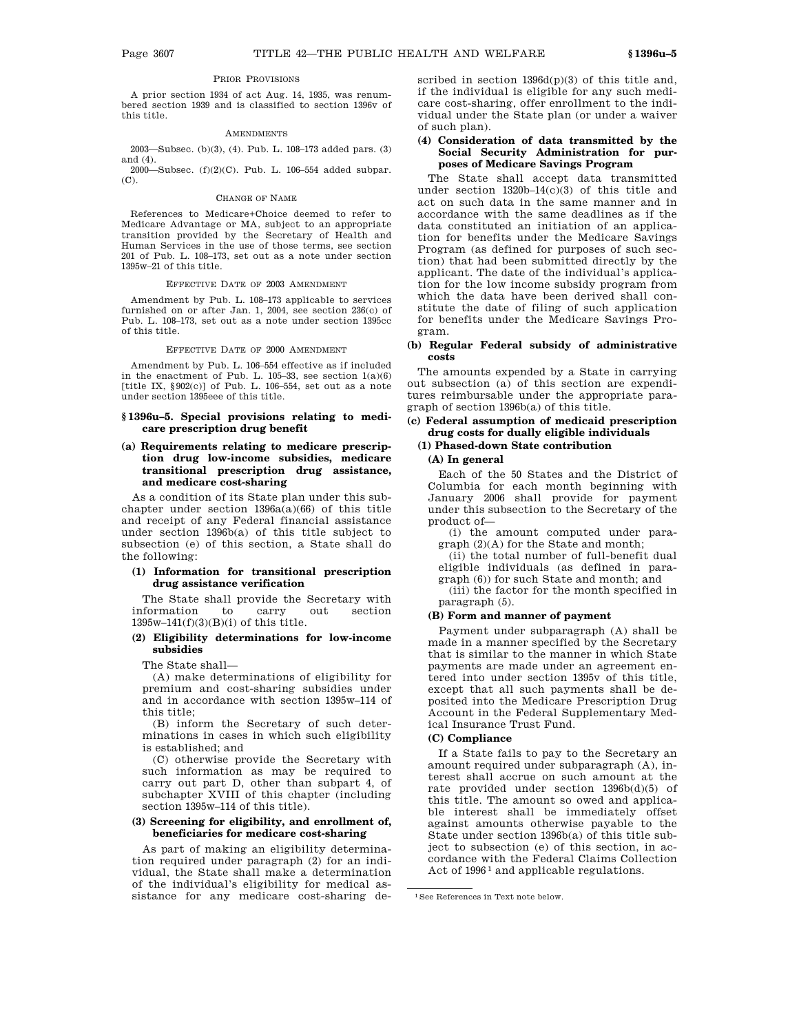PRIOR PROVISIONS

A prior section 1934 of act Aug. 14, 1935, was renumbered section 1939 and is classified to section 1396v of this title.

AMENDMENTS

2003—Subsec. (b)(3), (4). Pub. L. 108–173 added pars. (3) and (4).

2000—Subsec. (f)(2)(C). Pub. L. 106–554 added subpar. (C).

CHANGE OF NAME

References to Medicare+Choice deemed to refer to Medicare Advantage or MA, subject to an appropriate transition provided by the Secretary of Health and Human Services in the use of those terms, see section 201 of Pub. L. 108–173, set out as a note under section 1395w–21 of this title.

EFFECTIVE DATE OF 2003 AMENDMENT

Amendment by Pub. L. 108–173 applicable to services furnished on or after Jan. 1, 2004, see section 236(c) of Pub. L. 108–173, set out as a note under section 1395cc of this title.

EFFECTIVE DATE OF 2000 AMENDMENT

Amendment by Pub. L. 106–554 effective as if included in the enactment of Pub. L. 105–33, see section 1(a)(6) [title IX, §902(c)] of Pub. L. 106–554, set out as a note under section 1395eee of this title.

## §1396u–5. Special provisions relating to medicare prescription drug benefit

### (a) Requirements relating to medicare prescription drug low-income subsidies, medicare transitional prescription drug assistance, and medicare cost-sharing

As a condition of its State plan under this subchapter under section 1396a(a)(66) of this title and receipt of any Federal financial assistance under section 1396b(a) of this title subject to subsection (e) of this section, a State shall do the following:

#### (1) Information for transitional prescription drug assistance verification

The State shall provide the Secretary with information to carry out section 1395w–141(f)(3)(B)(i) of this title.

#### (2) Eligibility determinations for low-income subsidies

The State shall—

(A) make determinations of eligibility for premium and cost-sharing subsidies under and in accordance with section 1395w–114 of this title;

(B) inform the Secretary of such determinations in cases in which such eligibility is established; and

(C) otherwise provide the Secretary with such information as may be required to carry out part D, other than subpart 4, of subchapter XVIII of this chapter (including section 1395w–114 of this title).

#### (3) Screening for eligibility, and enrollment of, beneficiaries for medicare cost-sharing

As part of making an eligibility determination required under paragraph (2) for an individual, the State shall make a determination of the individual's eligibility for medical assistance for any medicare cost-sharing described in section 1396d(p)(3) of this title and, if the individual is eligible for any such medicare cost-sharing, offer enrollment to the individual under the State plan (or under a waiver of such plan).

#### (4) Consideration of data transmitted by the Social Security Administration for purposes of Medicare Savings Program

The State shall accept data transmitted under section 1320b–14(c)(3) of this title and act on such data in the same manner and in accordance with the same deadlines as if the data constituted an initiation of an application for benefits under the Medicare Savings Program (as defined for purposes of such section) that had been submitted directly by the applicant. The date of the individual's application for the low income subsidy program from which the data have been derived shall constitute the date of filing of such application for benefits under the Medicare Savings Program.

### (b) Regular Federal subsidy of administrative costs

The amounts expended by a State in carrying out subsection (a) of this section are expenditures reimbursable under the appropriate paragraph of section 1396b(a) of this title.

### (c) Federal assumption of medicaid prescription drug costs for dually eligible individuals

#### (1) Phased-down State contribution

##### (A) In general

Each of the 50 States and the District of Columbia for each month beginning with January 2006 shall provide for payment under this subsection to the Secretary of the product of—

(i) the amount computed under paragraph (2)(A) for the State and month;

(ii) the total number of full-benefit dual eligible individuals (as defined in paragraph (6)) for such State and month; and

(iii) the factor for the month specified in paragraph (5).

##### (B) Form and manner of payment

Payment under subparagraph (A) shall be made in a manner specified by the Secretary that is similar to the manner in which State payments are made under an agreement entered into under section 1395v of this title, except that all such payments shall be deposited into the Medicare Prescription Drug Account in the Federal Supplementary Medical Insurance Trust Fund.

##### (C) Compliance

If a State fails to pay to the Secretary an amount required under subparagraph (A), interest shall accrue on such amount at the rate provided under section 1396b(d)(5) of this title. The amount so owed and applicable interest shall be immediately offset against amounts otherwise payable to the State under section 1396b(a) of this title subject to subsection (e) of this section, in accordance with the Federal Claims Collection Act of 1996[1] and applicable regulations.

[1] See References in Text note below.